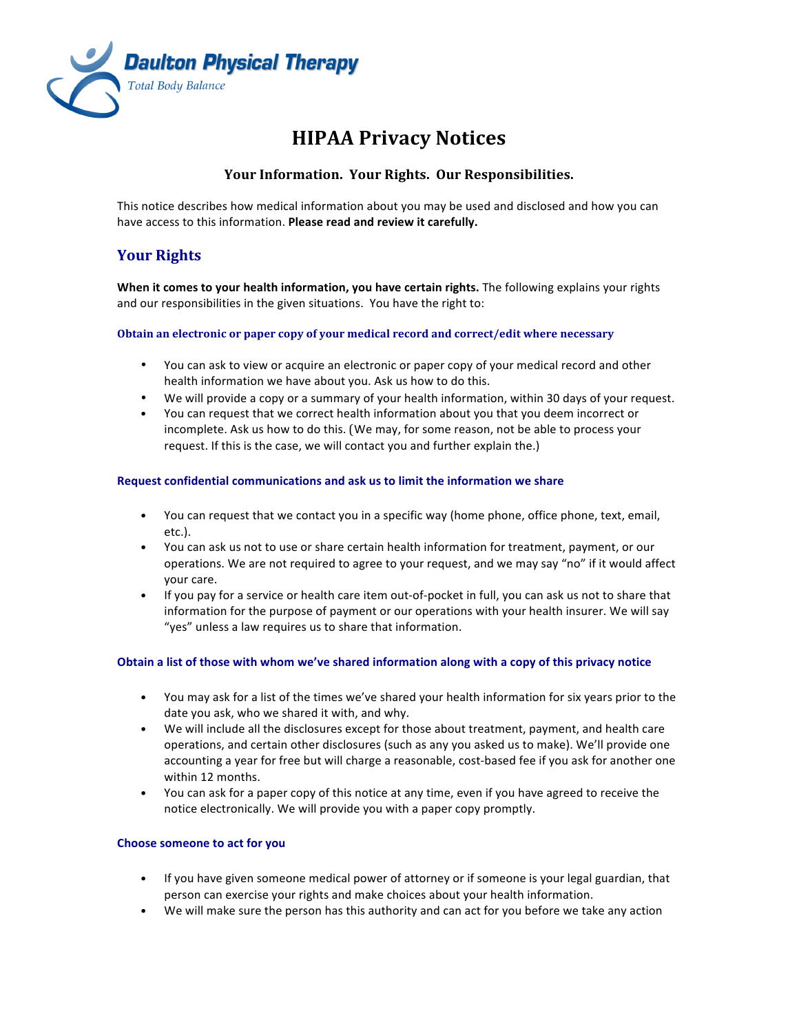**Daulton Physical Therapy**

*Total Body Balance*

# HIPAA Privacy Notices

### Your Information. Your Rights. Our Responsibilities.

This notice describes how medical information about you may be used and disclosed and how you can have access to this information. **Please read and review it carefully.**

## Your Rights

**When it comes to your health information, you have certain rights.** The following explains your rights and our responsibilities in the given situations. You have the right to:

#### Obtain an electronic or paper copy of your medical record and correct/edit where necessary

- You can ask to view or acquire an electronic or paper copy of your medical record and other health information we have about you. Ask us how to do this.
- We will provide a copy or a summary of your health information, within 30 days of your request.
- You can request that we correct health information about you that you deem incorrect or incomplete. Ask us how to do this. (We may, for some reason, not be able to process your request. If this is the case, we will contact you and further explain the.)

#### Request confidential communications and ask us to limit the information we share

- You can request that we contact you in a specific way (home phone, office phone, text, email, etc.).
- You can ask us not to use or share certain health information for treatment, payment, or our operations. We are not required to agree to your request, and we may say "no" if it would affect your care.
- If you pay for a service or health care item out-of-pocket in full, you can ask us not to share that information for the purpose of payment or our operations with your health insurer. We will say "yes" unless a law requires us to share that information.

#### Obtain a list of those with whom we've shared information along with a copy of this privacy notice

- You may ask for a list of the times we've shared your health information for six years prior to the date you ask, who we shared it with, and why.
- We will include all the disclosures except for those about treatment, payment, and health care operations, and certain other disclosures (such as any you asked us to make). We'll provide one accounting a year for free but will charge a reasonable, cost-based fee if you ask for another one within 12 months.
- You can ask for a paper copy of this notice at any time, even if you have agreed to receive the notice electronically. We will provide you with a paper copy promptly.

#### Choose someone to act for you

- If you have given someone medical power of attorney or if someone is your legal guardian, that person can exercise your rights and make choices about your health information.
- We will make sure the person has this authority and can act for you before we take any action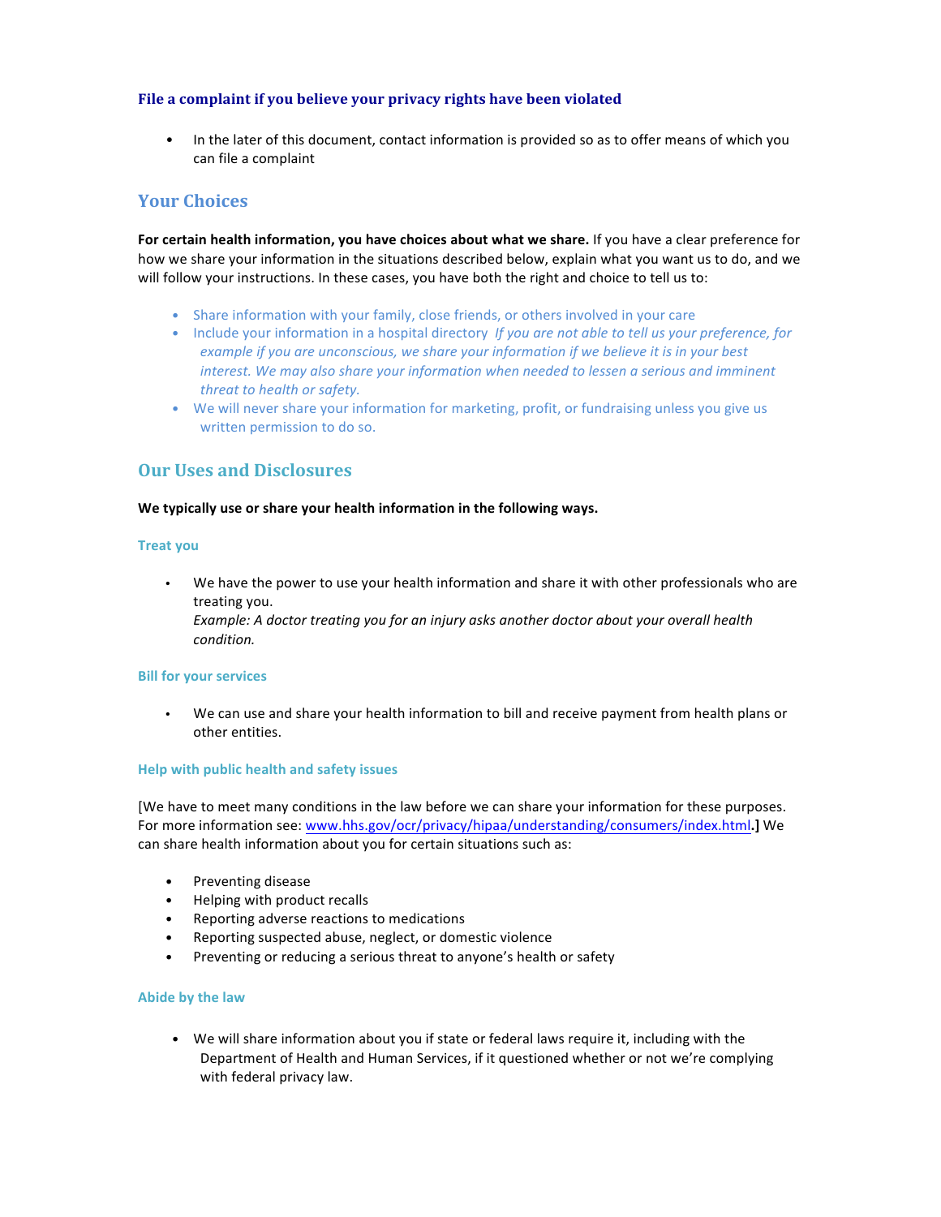### File a complaint if you believe your privacy rights have been violated

- In the later of this document, contact information is provided so as to offer means of which you can file a complaint

## Your Choices

**For certain health information, you have choices about what we share.** If you have a clear preference for how we share your information in the situations described below, explain what you want us to do, and we will follow your instructions. In these cases, you have both the right and choice to tell us to:

- Share information with your family, close friends, or others involved in your care
- Include your information in a hospital directory *If you are not able to tell us your preference, for example if you are unconscious, we share your information if we believe it is in your best interest. We may also share your information when needed to lessen a serious and imminent threat to health or safety.*
- We will never share your information for marketing, profit, or fundraising unless you give us written permission to do so.

## Our Uses and Disclosures

**We typically use or share your health information in the following ways.**

#### Treat you

- We have the power to use your health information and share it with other professionals who are treating you.
  *Example: A doctor treating you for an injury asks another doctor about your overall health condition.*

#### Bill for your services

- We can use and share your health information to bill and receive payment from health plans or other entities.

#### Help with public health and safety issues

[We have to meet many conditions in the law before we can share your information for these purposes. For more information see: www.hhs.gov/ocr/privacy/hipaa/understanding/consumers/index.html.] We can share health information about you for certain situations such as:

- Preventing disease
- Helping with product recalls
- Reporting adverse reactions to medications
- Reporting suspected abuse, neglect, or domestic violence
- Preventing or reducing a serious threat to anyone's health or safety

#### Abide by the law

- We will share information about you if state or federal laws require it, including with the Department of Health and Human Services, if it questioned whether or not we're complying with federal privacy law.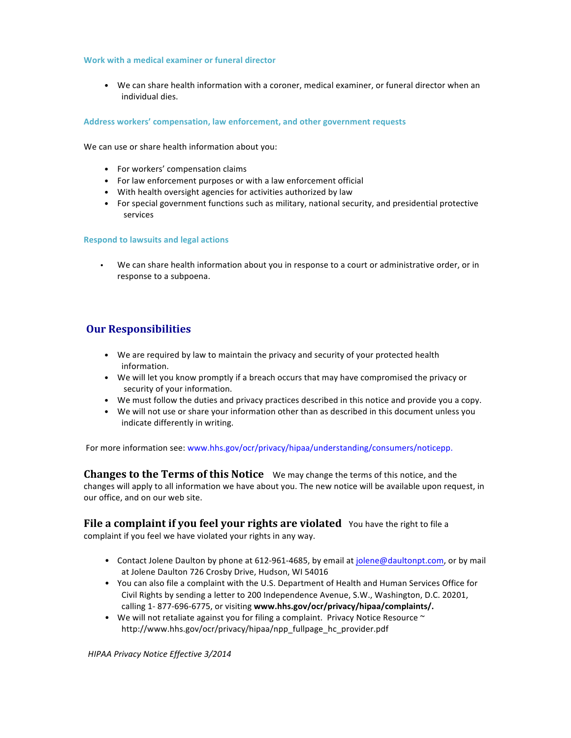### Work with a medical examiner or funeral director

- We can share health information with a coroner, medical examiner, or funeral director when an individual dies.

### Address workers' compensation, law enforcement, and other government requests

We can use or share health information about you:

- For workers' compensation claims
- For law enforcement purposes or with a law enforcement official
- With health oversight agencies for activities authorized by law
- For special government functions such as military, national security, and presidential protective services

### Respond to lawsuits and legal actions

- We can share health information about you in response to a court or administrative order, or in response to a subpoena.

## Our Responsibilities

- We are required by law to maintain the privacy and security of your protected health information.
- We will let you know promptly if a breach occurs that may have compromised the privacy or security of your information.
- We must follow the duties and privacy practices described in this notice and provide you a copy.
- We will not use or share your information other than as described in this document unless you indicate differently in writing.

For more information see: www.hhs.gov/ocr/privacy/hipaa/understanding/consumers/noticepp.

**Changes to the Terms of this Notice** We may change the terms of this notice, and the changes will apply to all information we have about you. The new notice will be available upon request, in our office, and on our web site.

**File a complaint if you feel your rights are violated** You have the right to file a complaint if you feel we have violated your rights in any way.

- Contact Jolene Daulton by phone at 612-961-4685, by email at jolene@daultonpt.com, or by mail at Jolene Daulton 726 Crosby Drive, Hudson, WI 54016
- You can also file a complaint with the U.S. Department of Health and Human Services Office for Civil Rights by sending a letter to 200 Independence Avenue, S.W., Washington, D.C. 20201, calling 1- 877-696-6775, or visiting **www.hhs.gov/ocr/privacy/hipaa/complaints/.**
- We will not retaliate against you for filing a complaint. Privacy Notice Resource ~ http://www.hhs.gov/ocr/privacy/hipaa/npp_fullpage_hc_provider.pdf

*HIPAA Privacy Notice Effective 3/2014*